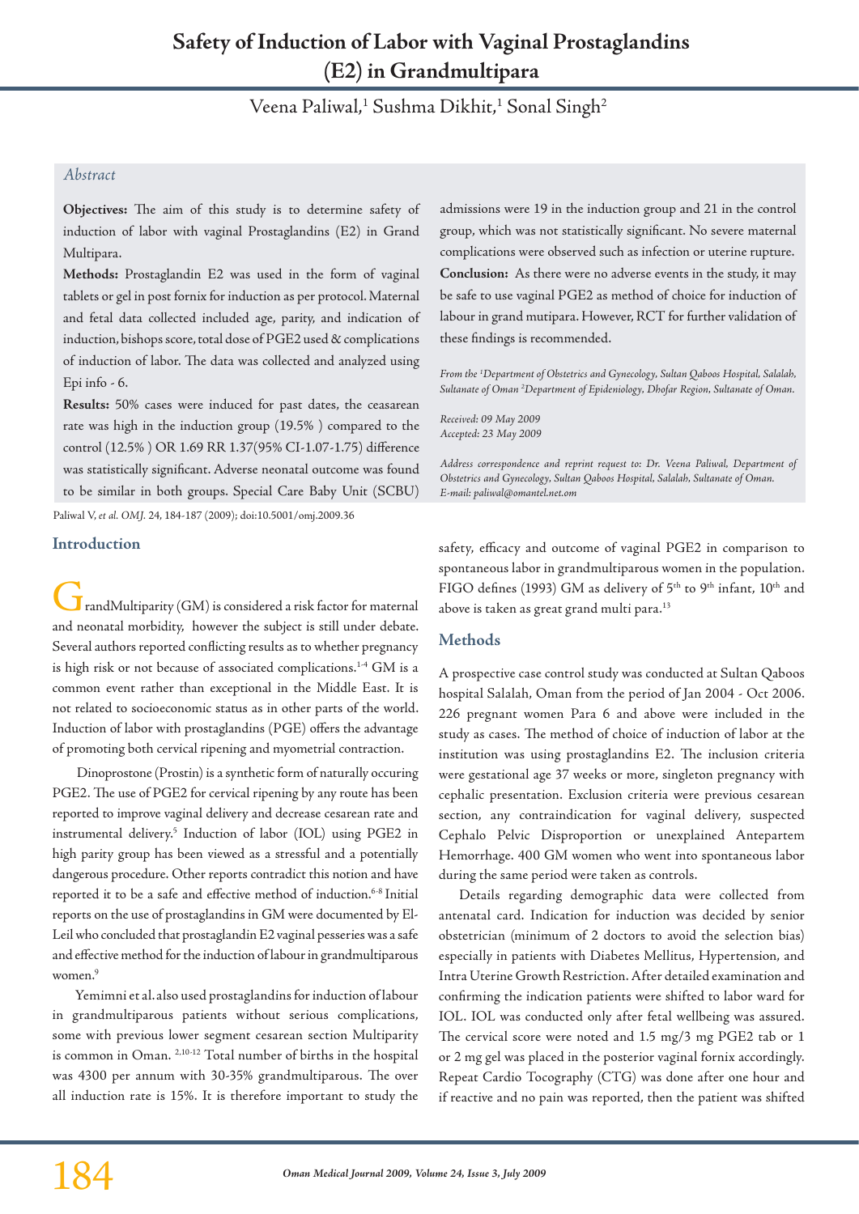# Safety of Induction of Labor with Vaginal Prostaglandins (E2) in Grandmultipara

Veena Paliwal,[1] Sushma Dikhit,[1] Sonal Singh[2]

## Abstract

**Objectives:** The aim of this study is to determine safety of induction of labor with vaginal Prostaglandins (E2) in Grand Multipara.

**Methods:** Prostaglandin E2 was used in the form of vaginal tablets or gel in post fornix for induction as per protocol. Maternal and fetal data collected included age, parity, and indication of induction, bishops score, total dose of PGE2 used & complications of induction of labor. The data was collected and analyzed using Epi info - 6.

**Results:** 50% cases were induced for past dates, the ceasarean rate was high in the induction group (19.5% ) compared to the control (12.5% ) OR 1.69 RR 1.37(95% CI-1.07-1.75) difference was statistically significant. Adverse neonatal outcome was found to be similar in both groups. Special Care Baby Unit (SCBU) admissions were 19 in the induction group and 21 in the control group, which was not statistically significant. No severe maternal complications were observed such as infection or uterine rupture.

**Conclusion:** As there were no adverse events in the study, it may be safe to use vaginal PGE2 as method of choice for induction of labour in grand mutipara. However, RCT for further validation of these findings is recommended.

*From the [1]Department of Obstetrics and Gynecology, Sultan Qaboos Hospital, Salalah, Sultanate of Oman [2]Department of Epidemiology, Dhofar Region, Sultanate of Oman.*

*Received: 09 May 2009*
*Accepted: 23 May 2009*

*Address correspondence and reprint request to: Dr. Veena Paliwal, Department of Obstetrics and Gynecology, Sultan Qaboos Hospital, Salalah, Sultanate of Oman. E-mail: paliwal@omantel.net.om*

Paliwal V, *et al. OMJ.* 24, 184-187 (2009); doi:10.5001/omj.2009.36

## Introduction

GrandMultiparity (GM) is considered a risk factor for maternal and neonatal morbidity, however the subject is still under debate. Several authors reported conflicting results as to whether pregnancy is high risk or not because of associated complications.[1-4] GM is a common event rather than exceptional in the Middle East. It is not related to socioeconomic status as in other parts of the world. Induction of labor with prostaglandins (PGE) offers the advantage of promoting both cervical ripening and myometrial contraction.

Dinoprostone (Prostin) is a synthetic form of naturally occuring PGE2. The use of PGE2 for cervical ripening by any route has been reported to improve vaginal delivery and decrease cesarean rate and instrumental delivery.[5] Induction of labor (IOL) using PGE2 in high parity group has been viewed as a stressful and a potentially dangerous procedure. Other reports contradict this notion and have reported it to be a safe and effective method of induction.[6-8] Initial reports on the use of prostaglandins in GM were documented by El-Leil who concluded that prostaglandin E2 vaginal pesseries was a safe and effective method for the induction of labour in grandmultiparous women.[9]

Yemimni et al. also used prostaglandins for induction of labour in grandmultiparous patients without serious complications, some with previous lower segment cesarean section Multiparity is common in Oman. [2,10-12] Total number of births in the hospital was 4300 per annum with 30-35% grandmultiparous. The over all induction rate is 15%. It is therefore important to study the safety, efficacy and outcome of vaginal PGE2 in comparison to spontaneous labor in grandmultiparous women in the population. FIGO defines (1993) GM as delivery of 5$^{th}$ to 9$^{th}$ infant, 10$^{th}$ and above is taken as great grand multi para.[13]

## Methods

A prospective case control study was conducted at Sultan Qaboos hospital Salalah, Oman from the period of Jan 2004 - Oct 2006. 226 pregnant women Para 6 and above were included in the study as cases. The method of choice of induction of labor at the institution was using prostaglandins E2. The inclusion criteria were gestational age 37 weeks or more, singleton pregnancy with cephalic presentation. Exclusion criteria were previous cesarean section, any contraindication for vaginal delivery, suspected Cephalo Pelvic Disproportion or unexplained Antepartem Hemorrhage. 400 GM women who went into spontaneous labor during the same period were taken as controls.

Details regarding demographic data were collected from antenatal card. Indication for induction was decided by senior obstetrician (minimum of 2 doctors to avoid the selection bias) especially in patients with Diabetes Mellitus, Hypertension, and Intra Uterine Growth Restriction. After detailed examination and confirming the indication patients were shifted to labor ward for IOL. IOL was conducted only after fetal wellbeing was assured. The cervical score were noted and 1.5 mg/3 mg PGE2 tab or 1 or 2 mg gel was placed in the posterior vaginal fornix accordingly. Repeat Cardio Tocography (CTG) was done after one hour and if reactive and no pain was reported, then the patient was shifted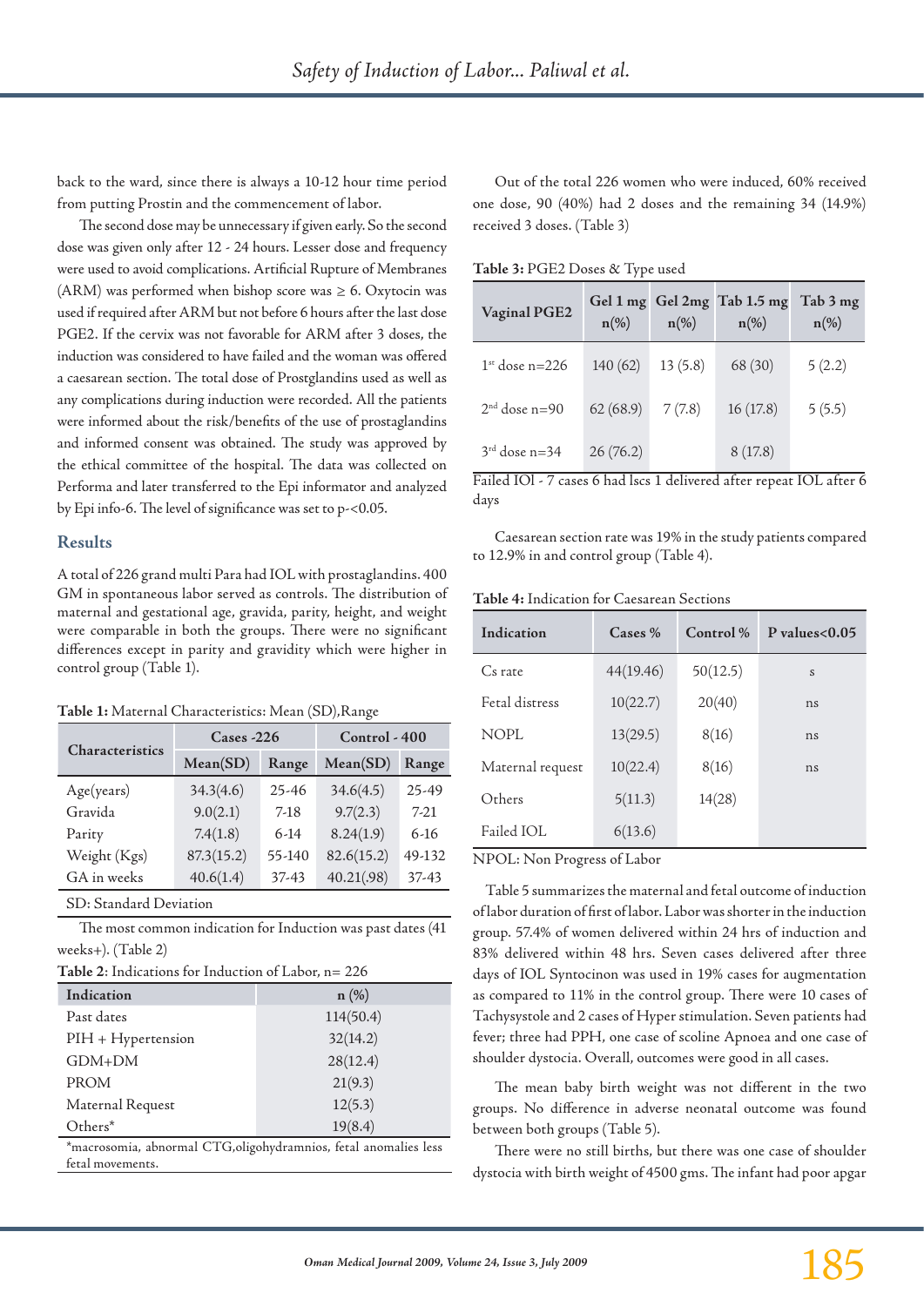back to the ward, since there is always a 10-12 hour time period from putting Prostin and the commencement of labor.

The second dose may be unnecessary if given early. So the second dose was given only after 12 - 24 hours. Lesser dose and frequency were used to avoid complications. Artificial Rupture of Membranes (ARM) was performed when bishop score was ≥ 6. Oxytocin was used if required after ARM but not before 6 hours after the last dose PGE2. If the cervix was not favorable for ARM after 3 doses, the induction was considered to have failed and the woman was offered a caesarean section. The total dose of Prostglandins used as well as any complications during induction were recorded. All the patients were informed about the risk/benefits of the use of prostaglandins and informed consent was obtained. The study was approved by the ethical committee of the hospital. The data was collected on Performa and later transferred to the Epi informator and analyzed by Epi info-6. The level of significance was set to p-<0.05.

## Results

A total of 226 grand multi Para had IOL with prostaglandins. 400 GM in spontaneous labor served as controls. The distribution of maternal and gestational age, gravida, parity, height, and weight were comparable in both the groups. There were no significant differences except in parity and gravidity which were higher in control group (Table 1).

**Table 1:** Maternal Characteristics: Mean (SD),Range

| Characteristics | Cases -226 | | Control - 400 | |
|---|---|---|---|---|
| | Mean(SD) | Range | Mean(SD) | Range |
| Age(years) | 34.3(4.6) | 25-46 | 34.6(4.5) | 25-49 |
| Gravida | 9.0(2.1) | 7-18 | 9.7(2.3) | 7-21 |
| Parity | 7.4(1.8) | 6-14 | 8.24(1.9) | 6-16 |
| Weight (Kgs) | 87.3(15.2) | 55-140 | 82.6(15.2) | 49-132 |
| GA in weeks | 40.6(1.4) | 37-43 | 40.21(.98) | 37-43 |

SD: Standard Deviation

The most common indication for Induction was past dates (41 weeks+). (Table 2)

**Table 2:** Indications for Induction of Labor, n= 226

| Indication | n (%) |
|---|---|
| Past dates | 114(50.4) |
| PIH + Hypertension | 32(14.2) |
| GDM+DM | 28(12.4) |
| PROM | 21(9.3) |
| Maternal Request | 12(5.3) |
| Others* | 19(8.4) |

*macrosomia, abnormal CTG,oligohydramnios, fetal anomalies less fetal movements.

Out of the total 226 women who were induced, 60% received one dose, 90 (40%) had 2 doses and the remaining 34 (14.9%) received 3 doses. (Table 3)

**Table 3:** PGE2 Doses & Type used

| Vaginal PGE2 | Gel 1 mg n(%) | Gel 2mg n(%) | Tab 1.5 mg n(%) | Tab 3 mg n(%) |
|---|---|---|---|---|
| 1st dose n=226 | 140 (62) | 13 (5.8) | 68 (30) | 5 (2.2) |
| 2nd dose n=90 | 62 (68.9) | 7 (7.8) | 16 (17.8) | 5 (5.5) |
| 3rd dose n=34 | 26 (76.2) | | 8 (17.8) | |

Failed IOl - 7 cases 6 had lscs 1 delivered after repeat IOL after 6 days

Caesarean section rate was 19% in the study patients compared to 12.9% in and control group (Table 4).

**Table 4:** Indication for Caesarean Sections

| Indication | Cases % | Control % | P values<0.05 |
|---|---|---|---|
| Cs rate | 44(19.46) | 50(12.5) | s |
| Fetal distress | 10(22.7) | 20(40) | ns |
| NOPL | 13(29.5) | 8(16) | ns |
| Maternal request | 10(22.4) | 8(16) | ns |
| Others | 5(11.3) | 14(28) | |
| Failed IOL | 6(13.6) | | |

NPOL: Non Progress of Labor

Table 5 summarizes the maternal and fetal outcome of induction of labor duration of first of labor. Labor was shorter in the induction group. 57.4% of women delivered within 24 hrs of induction and 83% delivered within 48 hrs. Seven cases delivered after three days of IOL Syntocinon was used in 19% cases for augmentation as compared to 11% in the control group. There were 10 cases of Tachysystole and 2 cases of Hyper stimulation. Seven patients had fever; three had PPH, one case of scoline Apnoea and one case of shoulder dystocia. Overall, outcomes were good in all cases.

The mean baby birth weight was not different in the two groups. No difference in adverse neonatal outcome was found between both groups (Table 5).

There were no still births, but there was one case of shoulder dystocia with birth weight of 4500 gms. The infant had poor apgar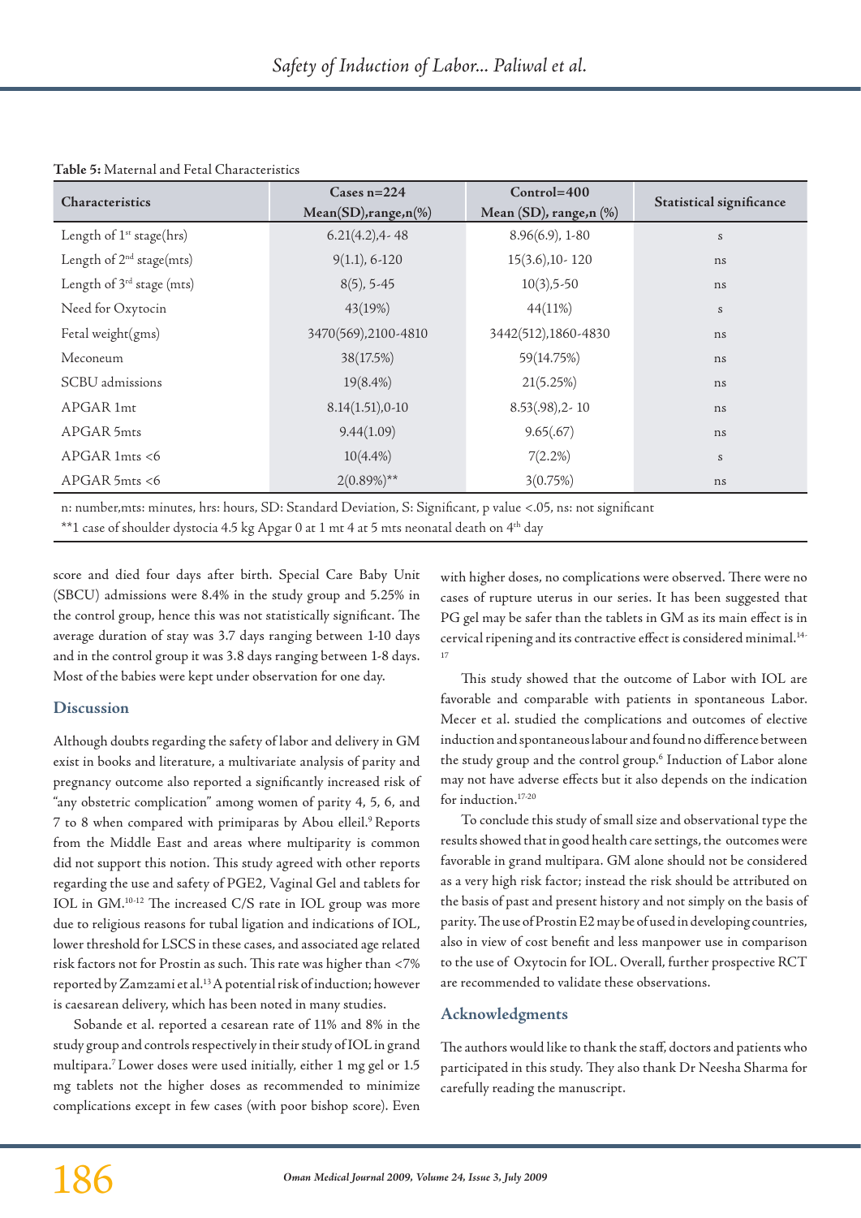**Table 5:** Maternal and Fetal Characteristics

| Characteristics | Cases n=224 Mean(SD),range,n(%) | Control=400 Mean (SD), range,n (%) | Statistical significance |
|---|---|---|---|
| Length of 1st stage(hrs) | 6.21(4.2),4- 48 | 8.96(6.9), 1-80 | s |
| Length of 2nd stage(mts) | 9(1.1), 6-120 | 15(3.6),10- 120 | ns |
| Length of 3rd stage (mts) | 8(5), 5-45 | 10(3),5-50 | ns |
| Need for Oxytocin | 43(19%) | 44(11%) | s |
| Fetal weight(gms) | 3470(569),2100-4810 | 3442(512),1860-4830 | ns |
| Meconeum | 38(17.5%) | 59(14.75%) | ns |
| SCBU admissions | 19(8.4%) | 21(5.25%) | ns |
| APGAR 1mt | 8.14(1.51),0-10 | 8.53(.98),2- 10 | ns |
| APGAR 5mts | 9.44(1.09) | 9.65(.67) | ns |
| APGAR 1mts <6 | 10(4.4%) | 7(2.2%) | s |
| APGAR 5mts <6 | 2(0.89%)** | 3(0.75%) | ns |

n: number,mts: minutes, hrs: hours, SD: Standard Deviation, S: Significant, p value <.05, ns: not significant
**1 case of shoulder dystocia 4.5 kg Apgar 0 at 1 mt 4 at 5 mts neonatal death on 4th day

score and died four days after birth. Special Care Baby Unit (SBCU) admissions were 8.4% in the study group and 5.25% in the control group, hence this was not statistically significant. The average duration of stay was 3.7 days ranging between 1-10 days and in the control group it was 3.8 days ranging between 1-8 days. Most of the babies were kept under observation for one day.

## Discussion

Although doubts regarding the safety of labor and delivery in GM exist in books and literature, a multivariate analysis of parity and pregnancy outcome also reported a significantly increased risk of "any obstetric complication" among women of parity 4, 5, 6, and 7 to 8 when compared with primiparas by Abou elleil.[9] Reports from the Middle East and areas where multiparity is common did not support this notion. This study agreed with other reports regarding the use and safety of PGE2, Vaginal Gel and tablets for IOL in GM.[10-12] The increased C/S rate in IOL group was more due to religious reasons for tubal ligation and indications of IOL, lower threshold for LSCS in these cases, and associated age related risk factors not for Prostin as such. This rate was higher than <7% reported by Zamzami et al.[13] A potential risk of induction; however is caesarean delivery, which has been noted in many studies.

Sobande et al. reported a cesarean rate of 11% and 8% in the study group and controls respectively in their study of IOL in grand multipara.[7] Lower doses were used initially, either 1 mg gel or 1.5 mg tablets not the higher doses as recommended to minimize complications except in few cases (with poor bishop score). Even with higher doses, no complications were observed. There were no cases of rupture uterus in our series. It has been suggested that PG gel may be safer than the tablets in GM as its main effect is in cervical ripening and its contractive effect is considered minimal.[14-17]

This study showed that the outcome of Labor with IOL are favorable and comparable with patients in spontaneous Labor. Mecer et al. studied the complications and outcomes of elective induction and spontaneous labour and found no difference between the study group and the control group.[6] Induction of Labor alone may not have adverse effects but it also depends on the indication for induction.[17-20]

To conclude this study of small size and observational type the results showed that in good health care settings, the outcomes were favorable in grand multipara. GM alone should not be considered as a very high risk factor; instead the risk should be attributed on the basis of past and present history and not simply on the basis of parity. The use of Prostin E2 may be of used in developing countries, also in view of cost benefit and less manpower use in comparison to the use of Oxytocin for IOL. Overall, further prospective RCT are recommended to validate these observations.

## Acknowledgments

The authors would like to thank the staff, doctors and patients who participated in this study. They also thank Dr Neesha Sharma for carefully reading the manuscript.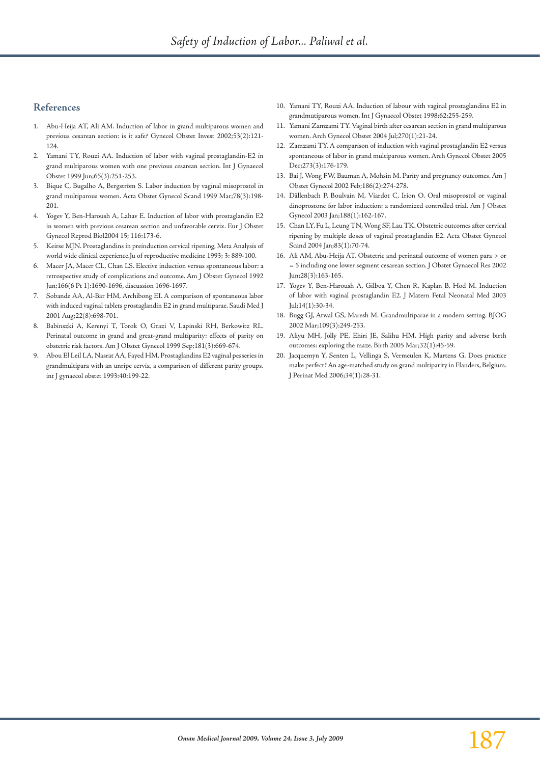## References

1. Abu-Heija AT, Ali AM. Induction of labor in grand multiparous women and previous cesarean section: is it safe? Gynecol Obstet Invest 2002;53(2):121-124.
2. Yamani TY, Rouzi AA. Induction of labor with vaginal prostaglandin-E2 in grand multiparous women with one previous cesarean section. Int J Gynaecol Obstet 1999 Jun;65(3):251-253.
3. Bique C, Bugalho A, Bergström S. Labor induction by vaginal misoprostol in grand multiparous women. Acta Obstet Gynecol Scand 1999 Mar;78(3):198-201.
4. Yogev Y, Ben-Haroush A, Lahav E. Induction of labor with prostaglandin E2 in women with previous cesarean section and unfavorable cervix. Eur J Obstet Gynecol Reprod Biol2004 15; 116:173-6.
5. Keirse MJN. Prostaglandins in preinduction cervical ripening, Meta Analysis of world wide clinical experience.Ju of reproductive medicine 1993; 3: 889-100.
6. Macer JA, Macer CL, Chan LS. Elective induction versus spontaneous labor: a retrospective study of complications and outcome. Am J Obstet Gynecol 1992 Jun;166(6 Pt 1):1690-1696, discussion 1696-1697.
7. Sobande AA, Al-Bar HM, Archibong EI. A comparison of spontaneous labor with induced vaginal tablets prostaglandin E2 in grand multiparae. Saudi Med J 2001 Aug;22(8):698-701.
8. Babinszki A, Kerenyi T, Torok O, Grazi V, Lapinski RH, Berkowitz RL. Perinatal outcome in grand and great-grand multiparity: effects of parity on obstetric risk factors. Am J Obstet Gynecol 1999 Sep;181(3):669-674.
9. Abou El Leil LA, Nasrat AA, Fayed HM. Prostaglandins E2 vaginal pesseries in grandmultipara with an unripe cervix, a comparison of different parity groups. int J gynaecol obstet 1993:40:199-22.
10. Yamani TY, Rouzi AA. Induction of labour with vaginal prostaglandins E2 in grandmutiparous women. Int J Gynaecol Obstet 1998;62:255-259.
11. Yamani Zamzami TY. Vaginal birth after cesarean section in grand multiparous women. Arch Gynecol Obstet 2004 Jul;270(1):21-24.
12. Zamzami TY. A comparison of induction with vaginal prostaglandin E2 versus spontaneous of labor in grand multiparous women. Arch Gynecol Obstet 2005 Dec;273(3):176-179.
13. Bai J, Wong FW, Bauman A, Mohsin M. Parity and pregnancy outcomes. Am J Obstet Gynecol 2002 Feb;186(2):274-278.
14. Dällenbach P, Boulvain M, Viardot C, Irion O. Oral misoprostol or vaginal dinoprostone for labor induction: a randomized controlled trial. Am J Obstet Gynecol 2003 Jan;188(1):162-167.
15. Chan LY, Fu L, Leung TN, Wong SF, Lau TK. Obstetric outcomes after cervical ripening by multiple doses of vaginal prostaglandin E2. Acta Obstet Gynecol Scand 2004 Jan;83(1):70-74.
16. Ali AM, Abu-Heija AT. Obstetric and perinatal outcome of women para > or = 5 including one lower segment cesarean section. J Obstet Gynaecol Res 2002 Jun;28(3):163-165.
17. Yogev Y, Ben-Haroush A, Gilboa Y, Chen R, Kaplan B, Hod M. Induction of labor with vaginal prostaglandin E2. J Matern Fetal Neonatal Med 2003 Jul;14(1):30-34.
18. Bugg GJ, Atwal GS, Maresh M. Grandmultiparae in a modern setting. BJOG 2002 Mar;109(3):249-253.
19. Aliyu MH, Jolly PE, Ehiri JE, Salihu HM. High parity and adverse birth outcomes: exploring the maze. Birth 2005 Mar;32(1):45-59.
20. Jacquemyn Y, Senten L, Vellinga S, Vermeulen K, Martens G. Does practice make perfect? An age-matched study on grand multiparity in Flanders, Belgium. J Perinat Med 2006;34(1):28-31.